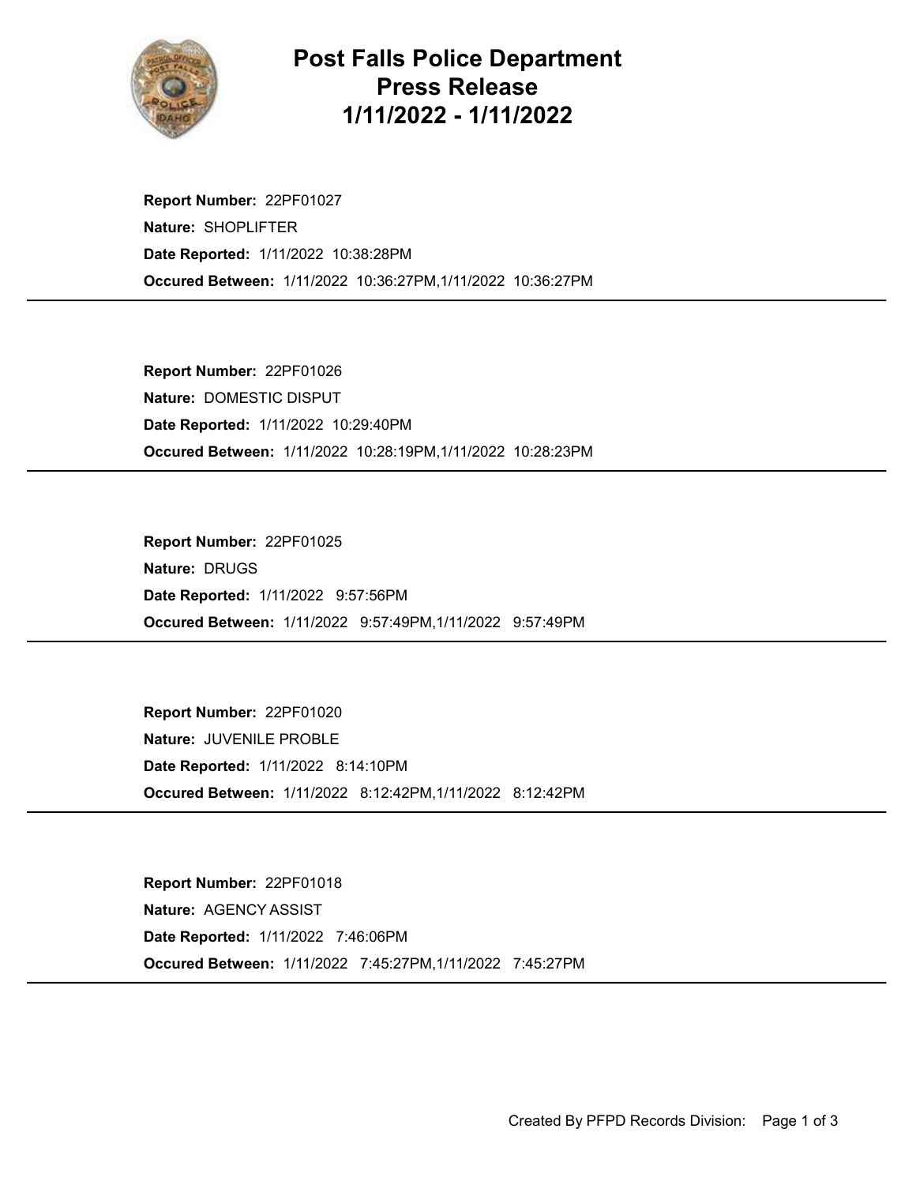# Post Falls Police Department
# Press Release
# 1/11/2022 - 1/11/2022

**Report Number:** 22PF01027
**Nature:** SHOPLIFTER
**Date Reported:** 1/11/2022 10:38:28PM
**Occured Between:** 1/11/2022 10:36:27PM,1/11/2022 10:36:27PM

---

**Report Number:** 22PF01026
**Nature:** DOMESTIC DISPUT
**Date Reported:** 1/11/2022 10:29:40PM
**Occured Between:** 1/11/2022 10:28:19PM,1/11/2022 10:28:23PM

---

**Report Number:** 22PF01025
**Nature:** DRUGS
**Date Reported:** 1/11/2022 9:57:56PM
**Occured Between:** 1/11/2022 9:57:49PM,1/11/2022 9:57:49PM

---

**Report Number:** 22PF01020
**Nature:** JUVENILE PROBLE
**Date Reported:** 1/11/2022 8:14:10PM
**Occured Between:** 1/11/2022 8:12:42PM,1/11/2022 8:12:42PM

---

**Report Number:** 22PF01018
**Nature:** AGENCY ASSIST
**Date Reported:** 1/11/2022 7:46:06PM
**Occured Between:** 1/11/2022 7:45:27PM,1/11/2022 7:45:27PM

---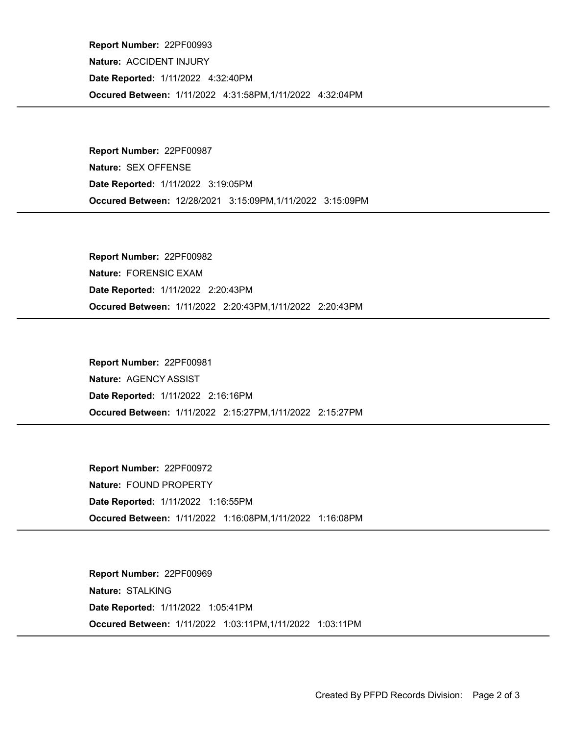**Report Number:** 22PF00993

**Nature:** ACCIDENT INJURY

**Date Reported:** 1/11/2022 4:32:40PM

**Occured Between:** 1/11/2022 4:31:58PM,1/11/2022 4:32:04PM

---

**Report Number:** 22PF00987

**Nature:** SEX OFFENSE

**Date Reported:** 1/11/2022 3:19:05PM

**Occured Between:** 12/28/2021 3:15:09PM,1/11/2022 3:15:09PM

---

**Report Number:** 22PF00982

**Nature:** FORENSIC EXAM

**Date Reported:** 1/11/2022 2:20:43PM

**Occured Between:** 1/11/2022 2:20:43PM,1/11/2022 2:20:43PM

---

**Report Number:** 22PF00981

**Nature:** AGENCY ASSIST

**Date Reported:** 1/11/2022 2:16:16PM

**Occured Between:** 1/11/2022 2:15:27PM,1/11/2022 2:15:27PM

---

**Report Number:** 22PF00972

**Nature:** FOUND PROPERTY

**Date Reported:** 1/11/2022 1:16:55PM

**Occured Between:** 1/11/2022 1:16:08PM,1/11/2022 1:16:08PM

---

**Report Number:** 22PF00969

**Nature:** STALKING

**Date Reported:** 1/11/2022 1:05:41PM

**Occured Between:** 1/11/2022 1:03:11PM,1/11/2022 1:03:11PM

---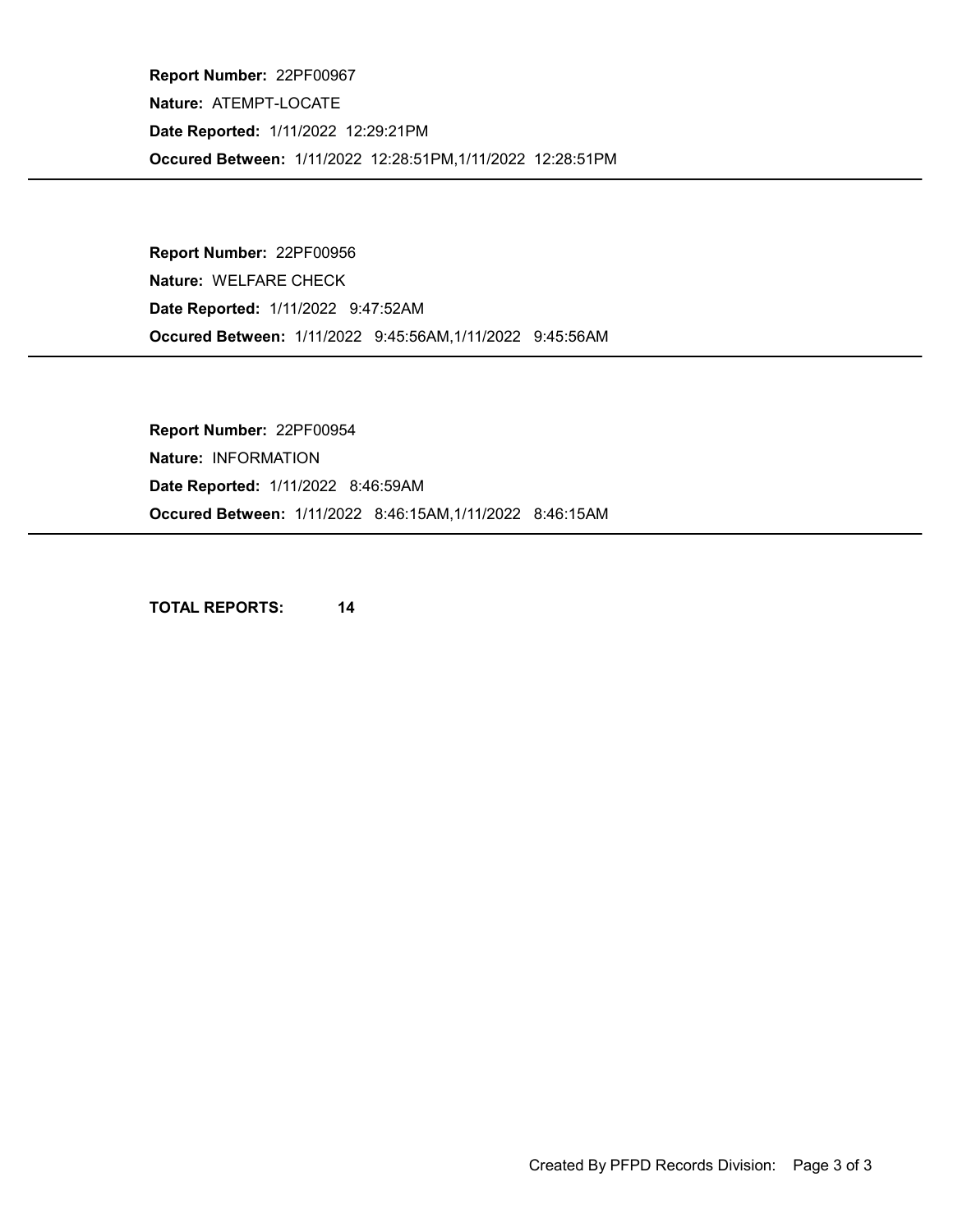**Report Number:** 22PF00967

**Nature:** ATEMPT-LOCATE

**Date Reported:** 1/11/2022 12:29:21PM

**Occured Between:** 1/11/2022 12:28:51PM,1/11/2022 12:28:51PM

---

**Report Number:** 22PF00956

**Nature:** WELFARE CHECK

**Date Reported:** 1/11/2022 9:47:52AM

**Occured Between:** 1/11/2022 9:45:56AM,1/11/2022 9:45:56AM

---

**Report Number:** 22PF00954

**Nature:** INFORMATION

**Date Reported:** 1/11/2022 8:46:59AM

**Occured Between:** 1/11/2022 8:46:15AM,1/11/2022 8:46:15AM

---

**TOTAL REPORTS: 14**

Created By PFPD Records Division: